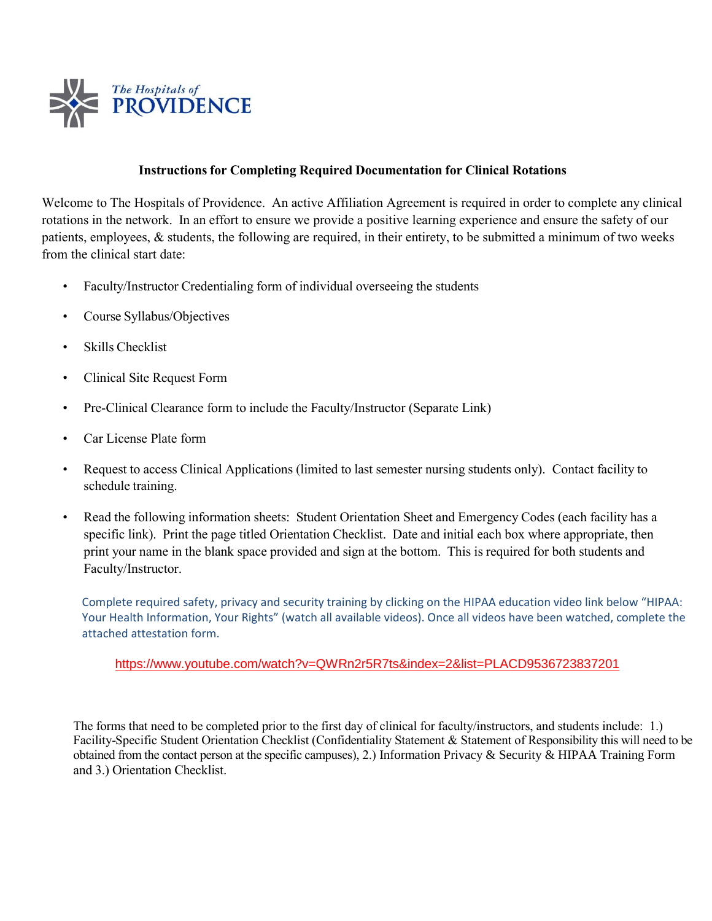The Hospitals of PROVIDENCE

## Instructions for Completing Required Documentation for Clinical Rotations

Welcome to The Hospitals of Providence. An active Affiliation Agreement is required in order to complete any clinical rotations in the network. In an effort to ensure we provide a positive learning experience and ensure the safety of our patients, employees, & students, the following are required, in their entirety, to be submitted a minimum of two weeks from the clinical start date:

- Faculty/Instructor Credentialing form of individual overseeing the students
- Course Syllabus/Objectives
- Skills Checklist
- Clinical Site Request Form
- Pre-Clinical Clearance form to include the Faculty/Instructor (Separate Link)
- Car License Plate form
- Request to access Clinical Applications (limited to last semester nursing students only). Contact facility to schedule training.
- Read the following information sheets: Student Orientation Sheet and Emergency Codes (each facility has a specific link). Print the page titled Orientation Checklist. Date and initial each box where appropriate, then print your name in the blank space provided and sign at the bottom. This is required for both students and Faculty/Instructor.

  Complete required safety, privacy and security training by clicking on the HIPAA education video link below "HIPAA: Your Health Information, Your Rights" (watch all available videos). Once all videos have been watched, complete the attached attestation form.

  https://www.youtube.com/watch?v=QWRn2r5R7ts&index=2&list=PLACD9536723837201

The forms that need to be completed prior to the first day of clinical for faculty/instructors, and students include: 1.) Facility-Specific Student Orientation Checklist (Confidentiality Statement & Statement of Responsibility this will need to be obtained from the contact person at the specific campuses), 2.) Information Privacy & Security & HIPAA Training Form and 3.) Orientation Checklist.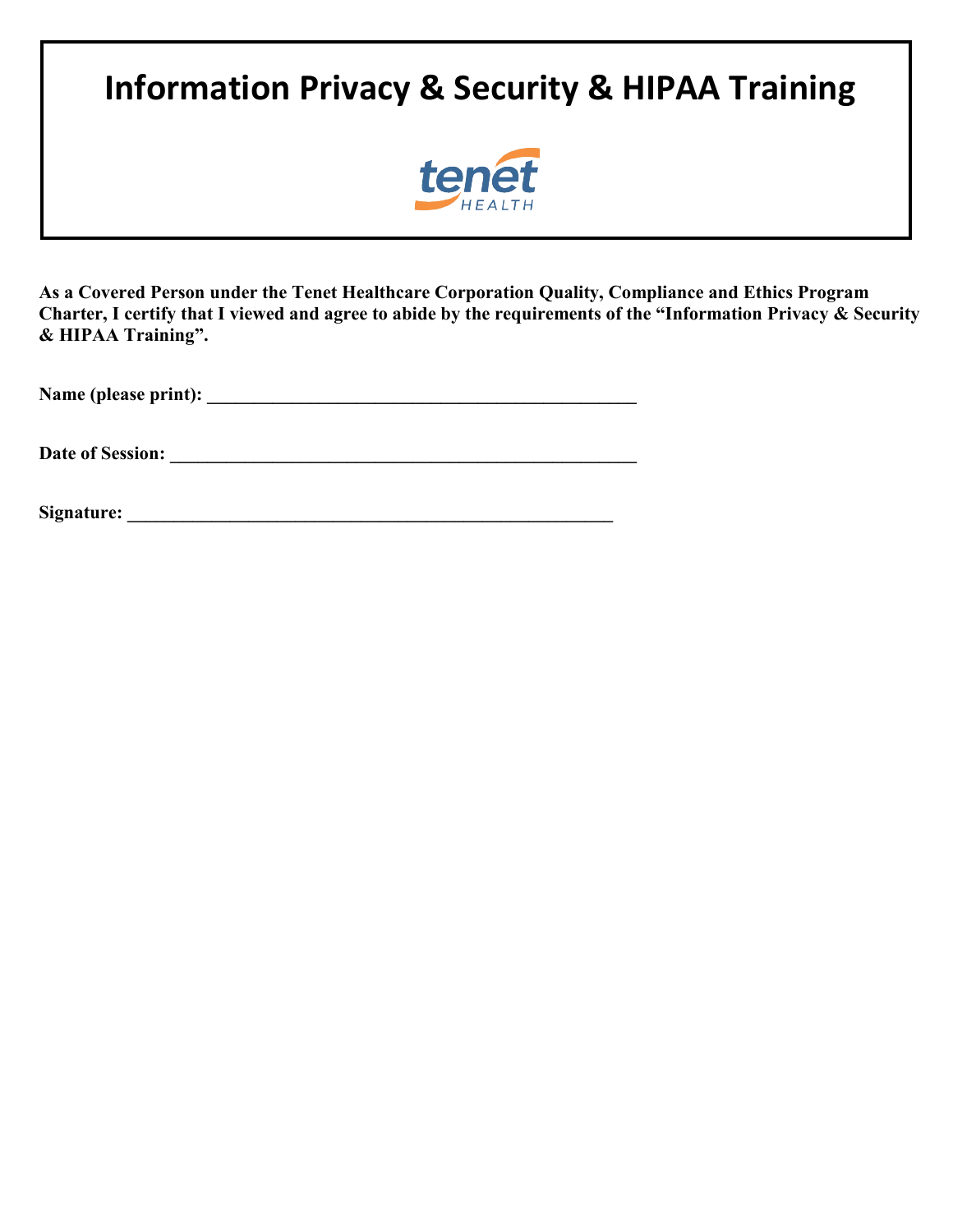# Information Privacy & Security & HIPAA Training

tenet HEALTH

**As a Covered Person under the Tenet Healthcare Corporation Quality, Compliance and Ethics Program Charter, I certify that I viewed and agree to abide by the requirements of the "Information Privacy & Security & HIPAA Training".**

**Name (please print): _______________________________________________**

**Date of Session: ___________________________________________________**

**Signature: _____________________________________________________**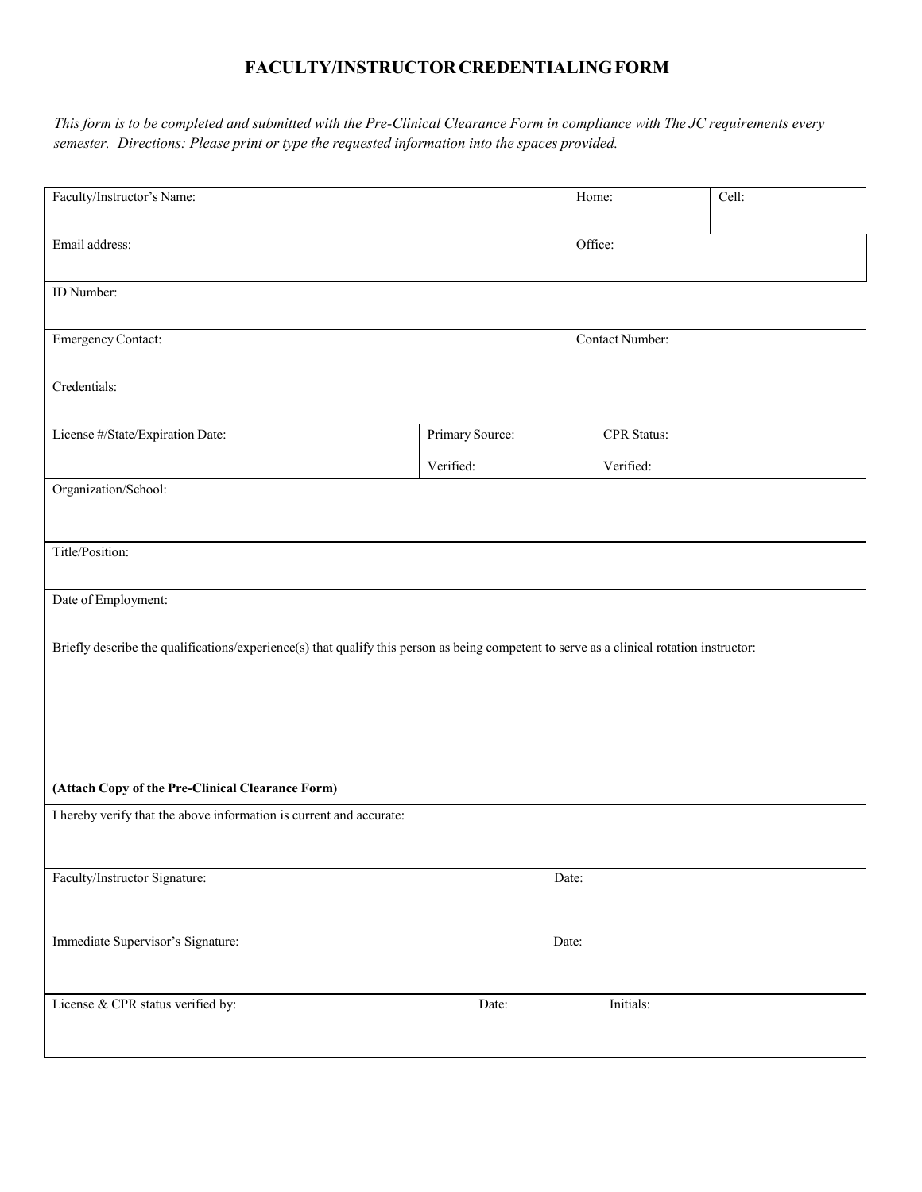# FACULTY/INSTRUCTOR CREDENTIALING FORM

*This form is to be completed and submitted with the Pre-Clinical Clearance Form in compliance with The JC requirements every semester. Directions: Please print or type the requested information into the spaces provided.*

| | | |
|---|---|---|
| Faculty/Instructor's Name: | Home: | Cell: |
| Email address: | Office: | |
| ID Number: | | |
| Emergency Contact: | Contact Number: | |
| Credentials: | | |
| License #/State/Expiration Date: | Primary Source: Verified: | CPR Status: Verified: |
| Organization/School: | | |
| Title/Position: | | |
| Date of Employment: | | |
| Briefly describe the qualifications/experience(s) that qualify this person as being competent to serve as a clinical rotation instructor: **(Attach Copy of the Pre-Clinical Clearance Form)** | | |
| I hereby verify that the above information is current and accurate: | | |
| Faculty/Instructor Signature: | Date: | |
| Immediate Supervisor's Signature: | Date: | |
| License & CPR status verified by: | Date: | Initials: |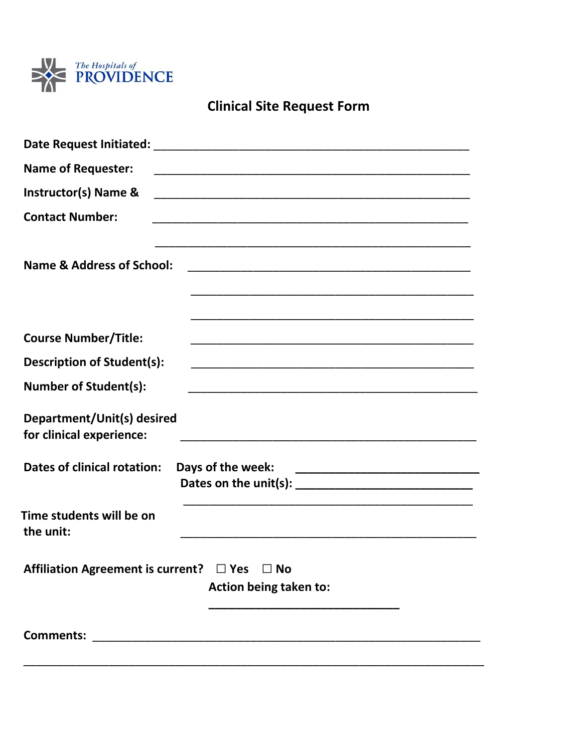The Hospitals of PROVIDENCE

# Clinical Site Request Form

**Date Request Initiated:** ___________________________________________________

**Name of Requester:** ___________________________________________________

**Instructor(s) Name &** ___________________________________________________

**Contact Number:** ___________________________________________________

___________________________________________________

**Name & Address of School:** ___________________________________________

___________________________________________

___________________________________________

**Course Number/Title:** ___________________________________________

**Description of Student(s):** ___________________________________________

**Number of Student(s):** ___________________________________________

**Department/Unit(s) desired for clinical experience:** ___________________________________________

**Dates of clinical rotation:** **Days of the week:** ___________________________

**Dates on the unit(s):** ___________________________

___________________________________________

**Time students will be on the unit:** ___________________________________________

**Affiliation Agreement is current?** ☐ **Yes** ☐ **No**

**Action being taken to:**

___________________________

**Comments:** ___________________________________________________________

___________________________________________________________________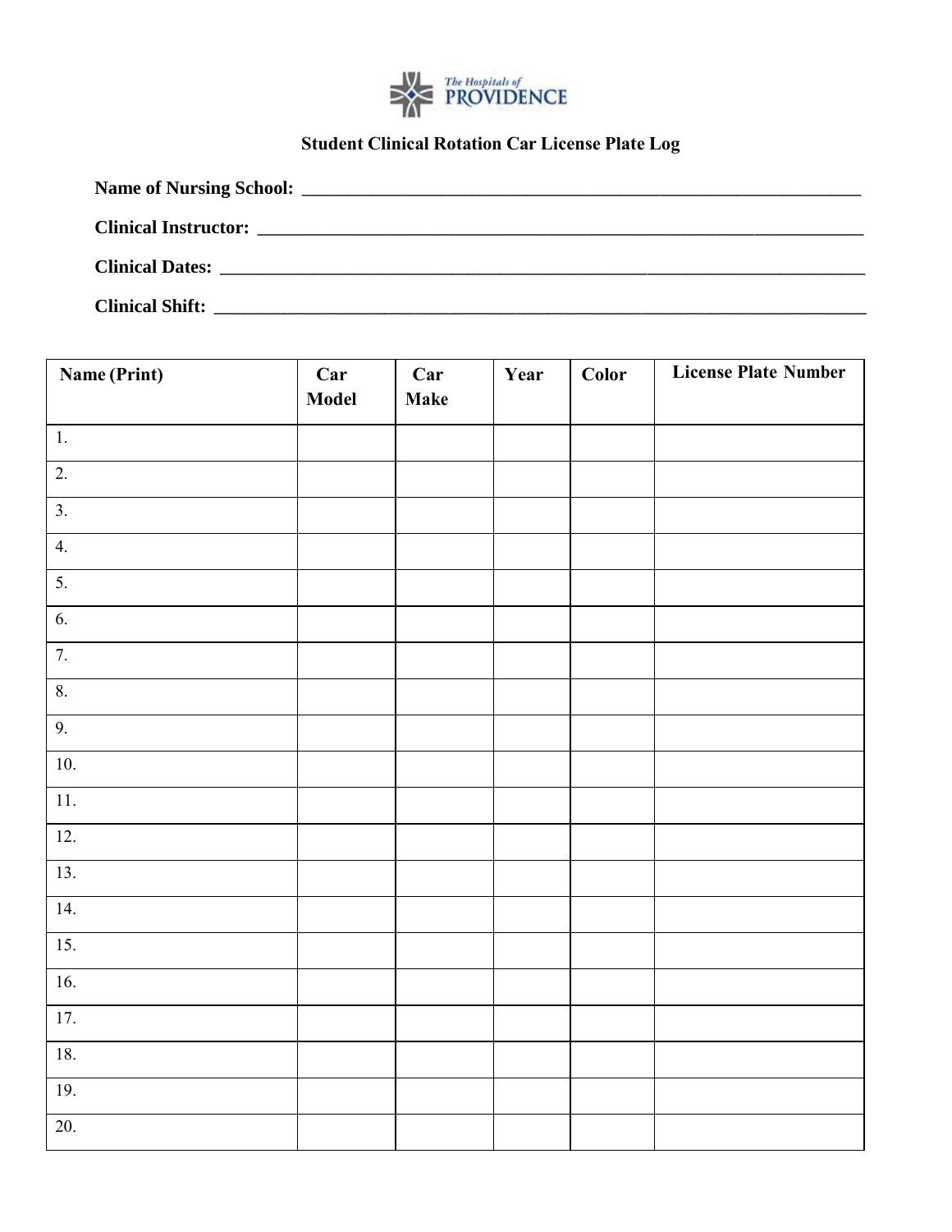The Hospitals of PROVIDENCE

## Student Clinical Rotation Car License Plate Log

**Name of Nursing School:** ___________________________________________________________

**Clinical Instructor:** ______________________________________________________________

**Clinical Dates:** _________________________________________________________________

**Clinical Shift:** _________________________________________________________________

| Name (Print) | Car Model | Car Make | Year | Color | License Plate Number |
|---|---|---|---|---|---|
| 1. | | | | | |
| 2. | | | | | |
| 3. | | | | | |
| 4. | | | | | |
| 5. | | | | | |
| 6. | | | | | |
| 7. | | | | | |
| 8. | | | | | |
| 9. | | | | | |
| 10. | | | | | |
| 11. | | | | | |
| 12. | | | | | |
| 13. | | | | | |
| 14. | | | | | |
| 15. | | | | | |
| 16. | | | | | |
| 17. | | | | | |
| 18. | | | | | |
| 19. | | | | | |
| 20. | | | | | |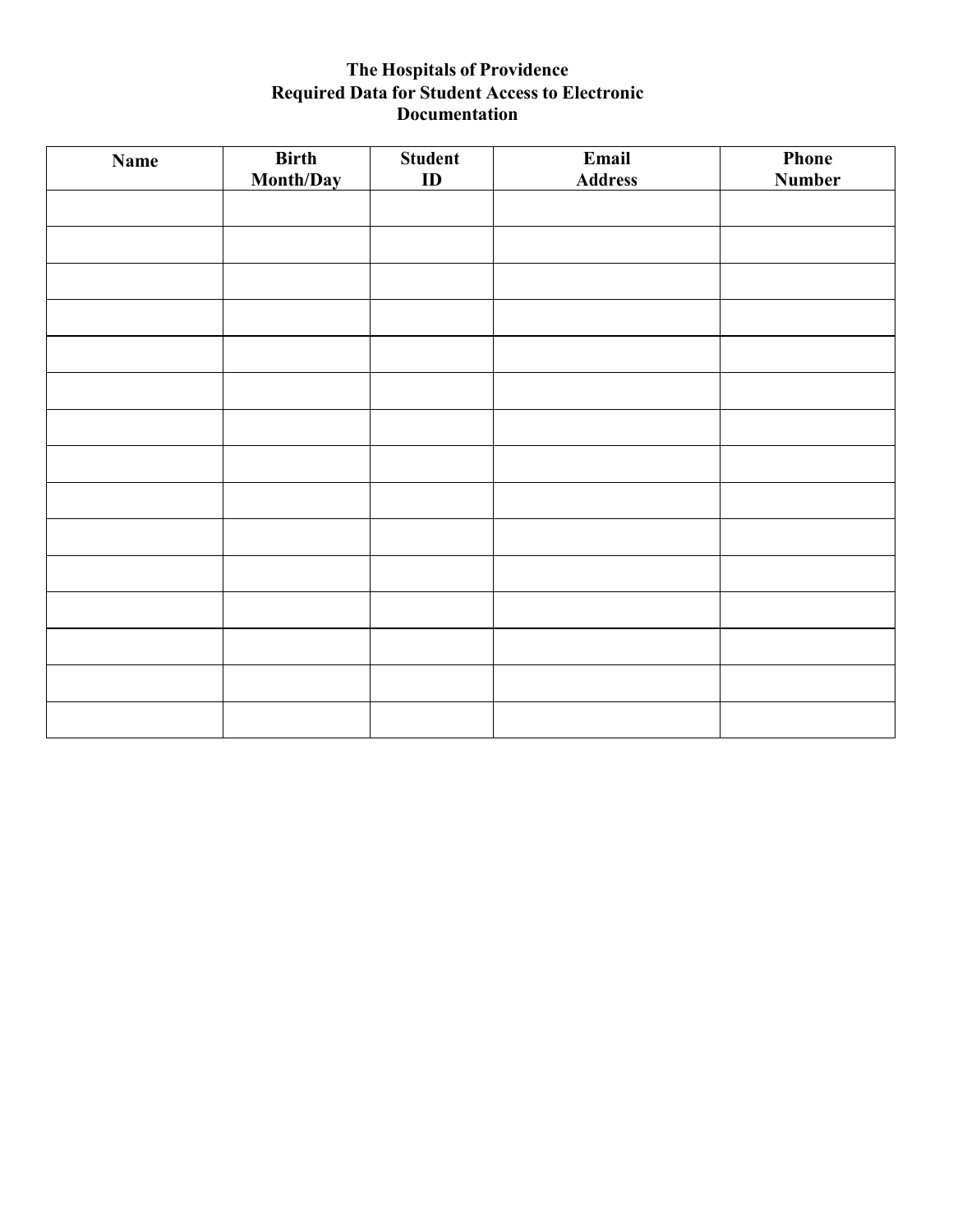**The Hospitals of Providence**
**Required Data for Student Access to Electronic Documentation**

| Name | Birth Month/Day | Student ID | Email Address | Phone Number |
|---|---|---|---|---|
| | | | | |
| | | | | |
| | | | | |
| | | | | |
| | | | | |
| | | | | |
| | | | | |
| | | | | |
| | | | | |
| | | | | |
| | | | | |
| | | | | |
| | | | | |
| | | | | |
| | | | | |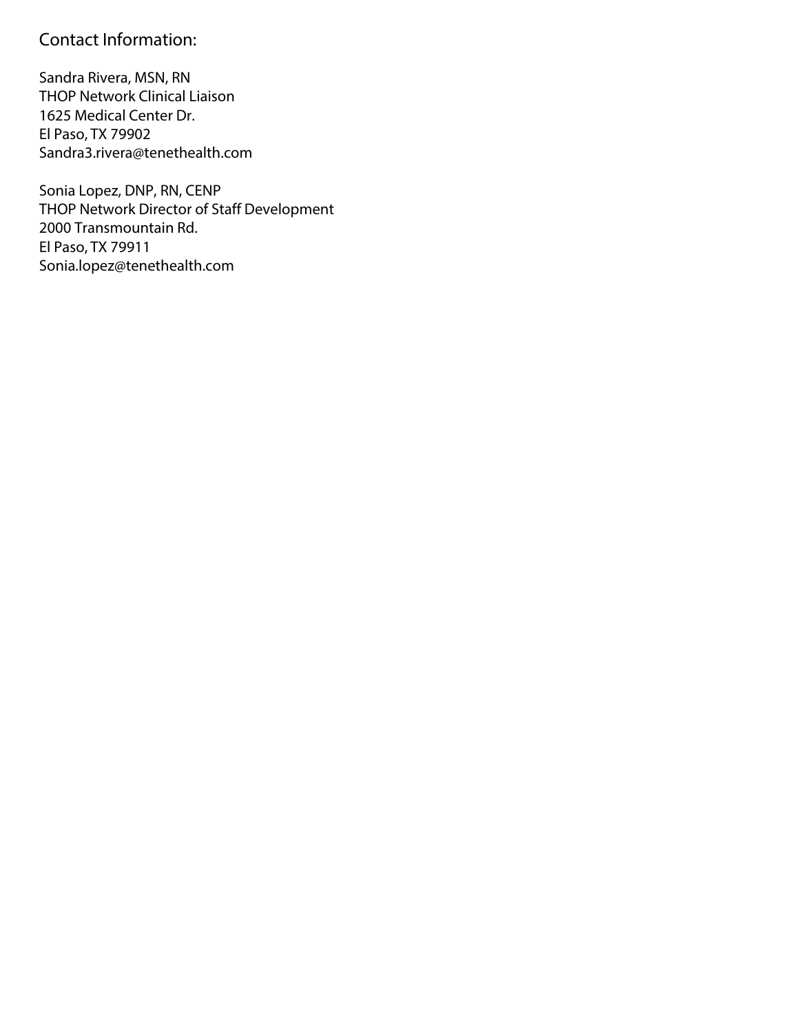Contact Information:

Sandra Rivera, MSN, RN
THOP Network Clinical Liaison
1625 Medical Center Dr.
El Paso, TX 79902
Sandra3.rivera@tenethealth.com

Sonia Lopez, DNP, RN, CENP
THOP Network Director of Staff Development
2000 Transmountain Rd.
El Paso, TX 79911
Sonia.lopez@tenethealth.com